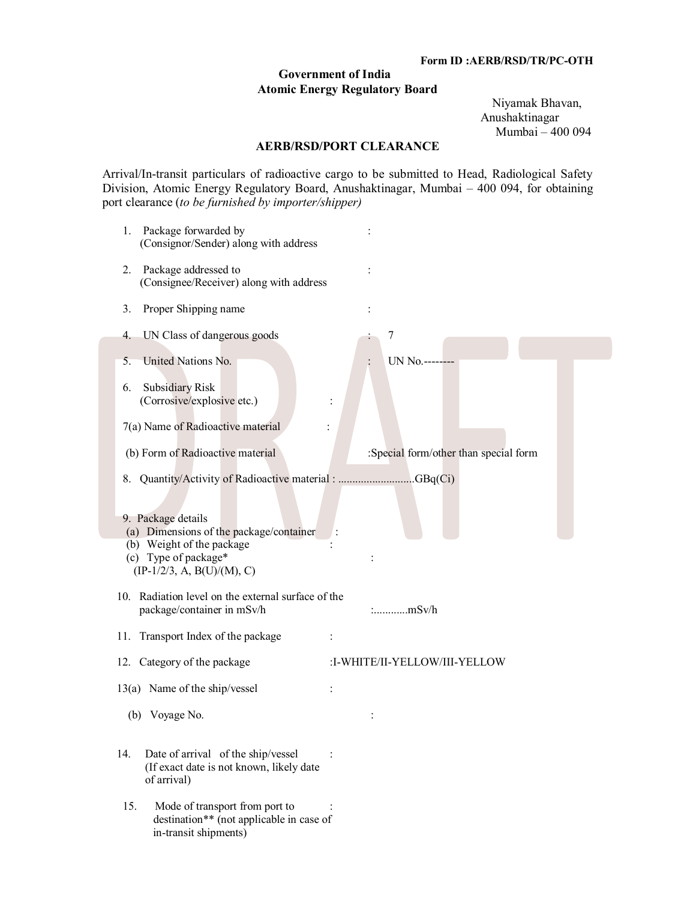**Form ID :AERB/RSD/TR/PC-OTH**

**Government of India**
**Atomic Energy Regulatory Board**

Niyamak Bhavan,
Anushaktinagar
Mumbai – 400 094

## AERB/RSD/PORT CLEARANCE

Arrival/In-transit particulars of radioactive cargo to be submitted to Head, Radiological Safety Division, Atomic Energy Regulatory Board, Anushaktinagar, Mumbai – 400 094, for obtaining port clearance (*to be furnished by importer/shipper)*

1. Package forwarded by (Consignor/Sender) along with address :

2. Package addressed to (Consignee/Receiver) along with address :

3. Proper Shipping name :

4. UN Class of dangerous goods : 7

5. United Nations No. : UN No.--------

6. Subsidiary Risk (Corrosive/explosive etc.) :

7(a) Name of Radioactive material :

(b) Form of Radioactive material :Special form/other than special form

8. Quantity/Activity of Radioactive material : ..........................GBq(Ci)

9. Package details
   (a) Dimensions of the package/container :
   (b) Weight of the package :
   (c) Type of package* (IP-1/2/3, A, B(U)/(M), C) :

10. Radiation level on the external surface of the package/container in mSv/h :............mSv/h

11. Transport Index of the package :

12. Category of the package :I-WHITE/II-YELLOW/III-YELLOW

13(a) Name of the ship/vessel :

(b) Voyage No. :

14. Date of arrival of the ship/vessel (If exact date is not known, likely date of arrival) :

15. Mode of transport from port to destination** (not applicable in case of in-transit shipments) :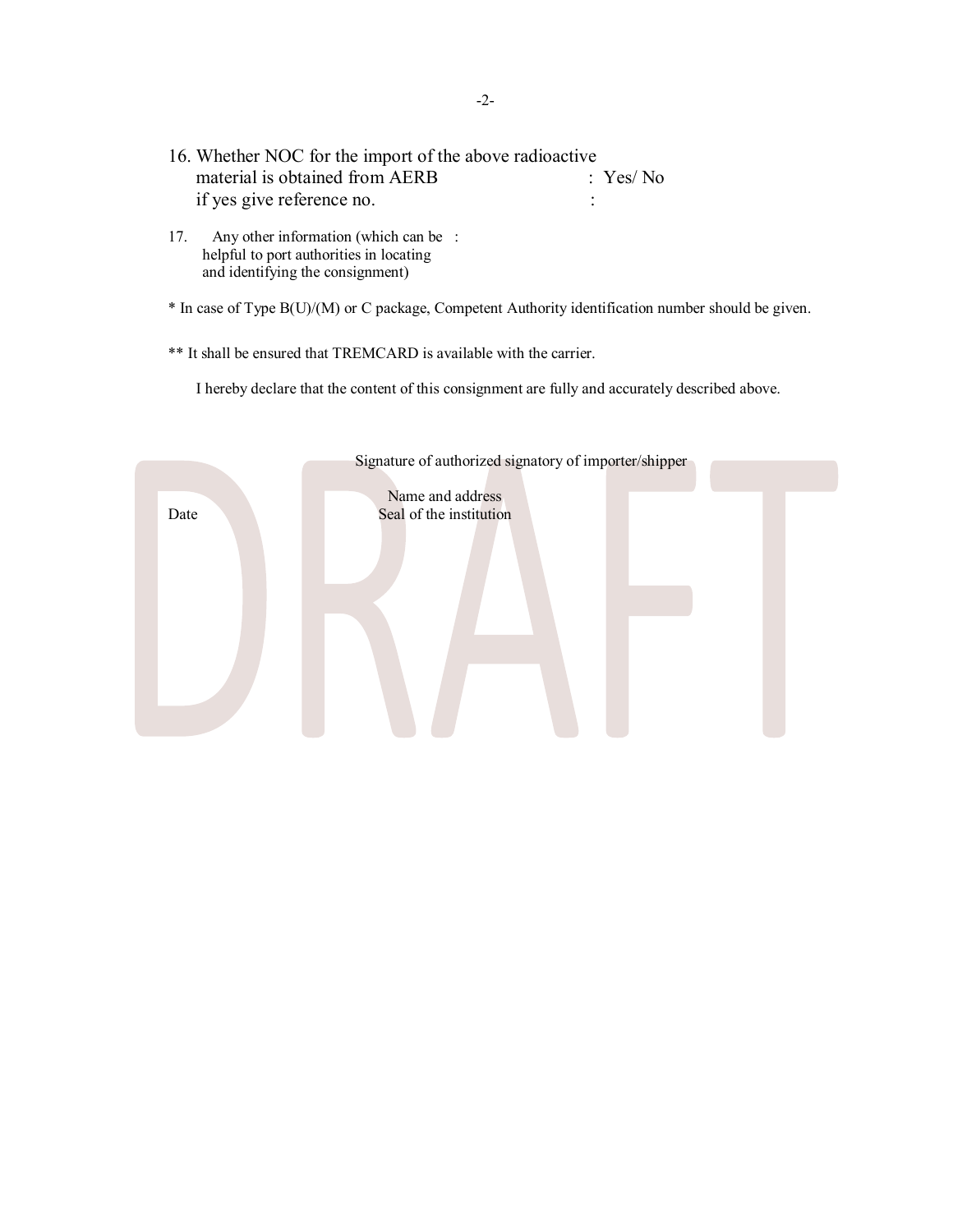16. Whether NOC for the import of the above radioactive material is obtained from AERB : Yes/ No
    if yes give reference no. :

17. Any other information (which can be helpful to port authorities in locating and identifying the consignment) :

* In case of Type B(U)/(M) or C package, Competent Authority identification number should be given.

** It shall be ensured that TREMCARD is available with the carrier.

I hereby declare that the content of this consignment are fully and accurately described above.

Signature of authorized signatory of importer/shipper

Name and address

Date

Seal of the institution

DRAFT